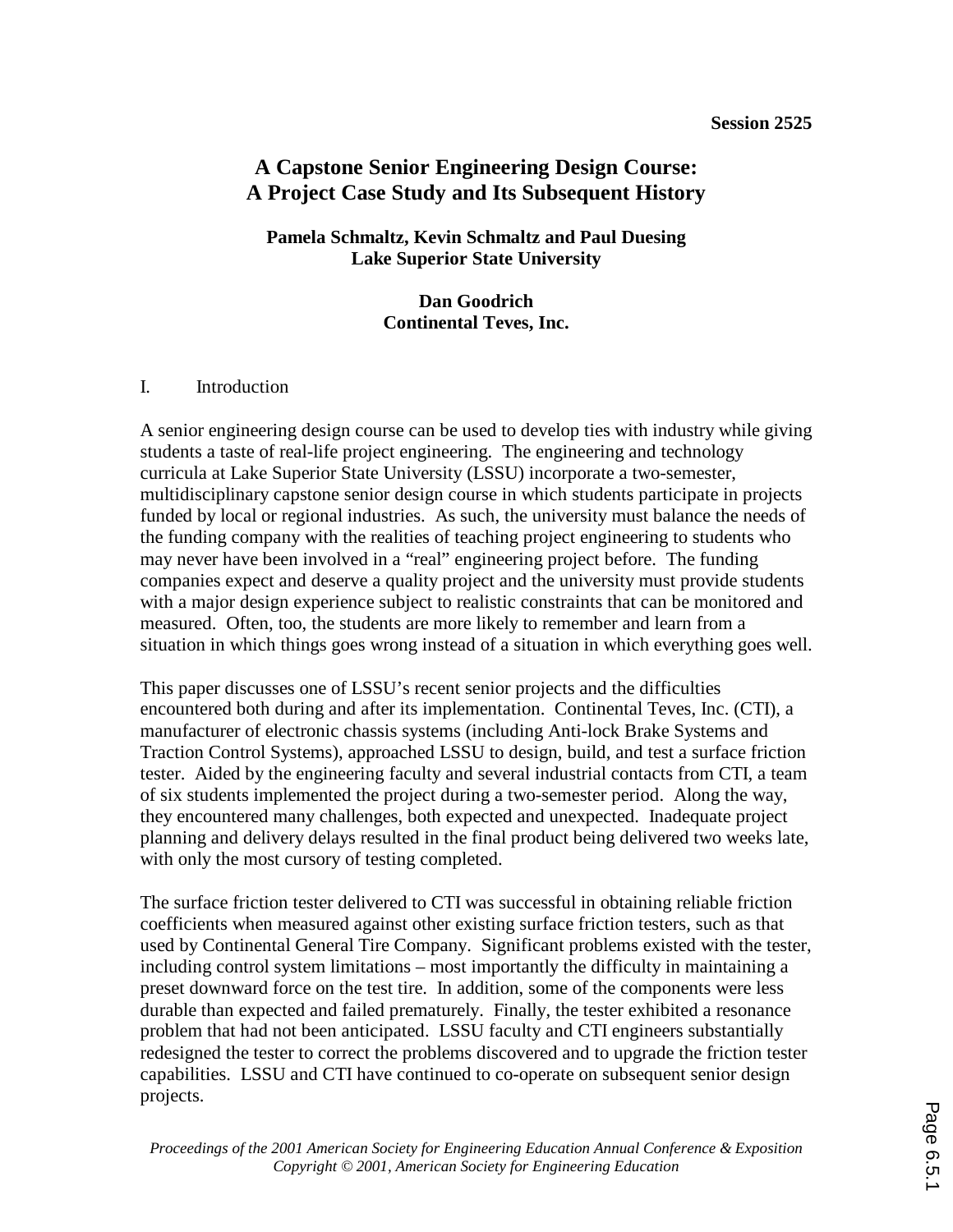# A Capstone Senior Engineering Design Course: A Project Case Study and Its Subsequent History

**Pamela Schmaltz, Kevin Schmaltz and Paul Duesing**
**Lake Superior State University**

**Dan Goodrich**
**Continental Teves, Inc.**

## I. Introduction

A senior engineering design course can be used to develop ties with industry while giving students a taste of real-life project engineering. The engineering and technology curricula at Lake Superior State University (LSSU) incorporate a two-semester, multidisciplinary capstone senior design course in which students participate in projects funded by local or regional industries. As such, the university must balance the needs of the funding company with the realities of teaching project engineering to students who may never have been involved in a "real" engineering project before. The funding companies expect and deserve a quality project and the university must provide students with a major design experience subject to realistic constraints that can be monitored and measured. Often, too, the students are more likely to remember and learn from a situation in which things goes wrong instead of a situation in which everything goes well.

This paper discusses one of LSSU's recent senior projects and the difficulties encountered both during and after its implementation. Continental Teves, Inc. (CTI), a manufacturer of electronic chassis systems (including Anti-lock Brake Systems and Traction Control Systems), approached LSSU to design, build, and test a surface friction tester. Aided by the engineering faculty and several industrial contacts from CTI, a team of six students implemented the project during a two-semester period. Along the way, they encountered many challenges, both expected and unexpected. Inadequate project planning and delivery delays resulted in the final product being delivered two weeks late, with only the most cursory of testing completed.

The surface friction tester delivered to CTI was successful in obtaining reliable friction coefficients when measured against other existing surface friction testers, such as that used by Continental General Tire Company. Significant problems existed with the tester, including control system limitations – most importantly the difficulty in maintaining a preset downward force on the test tire. In addition, some of the components were less durable than expected and failed prematurely. Finally, the tester exhibited a resonance problem that had not been anticipated. LSSU faculty and CTI engineers substantially redesigned the tester to correct the problems discovered and to upgrade the friction tester capabilities. LSSU and CTI have continued to co-operate on subsequent senior design projects.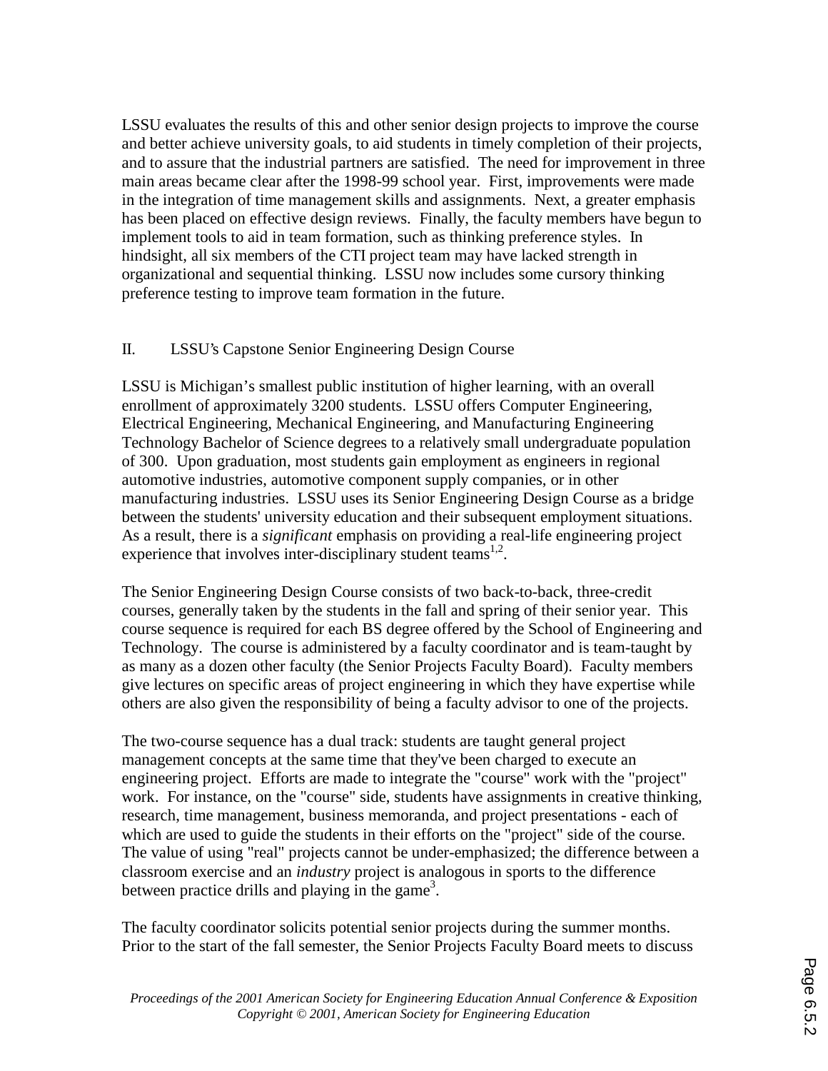LSSU evaluates the results of this and other senior design projects to improve the course and better achieve university goals, to aid students in timely completion of their projects, and to assure that the industrial partners are satisfied. The need for improvement in three main areas became clear after the 1998-99 school year. First, improvements were made in the integration of time management skills and assignments. Next, a greater emphasis has been placed on effective design reviews. Finally, the faculty members have begun to implement tools to aid in team formation, such as thinking preference styles. In hindsight, all six members of the CTI project team may have lacked strength in organizational and sequential thinking. LSSU now includes some cursory thinking preference testing to improve team formation in the future.

## II. LSSU's Capstone Senior Engineering Design Course

LSSU is Michigan's smallest public institution of higher learning, with an overall enrollment of approximately 3200 students. LSSU offers Computer Engineering, Electrical Engineering, Mechanical Engineering, and Manufacturing Engineering Technology Bachelor of Science degrees to a relatively small undergraduate population of 300. Upon graduation, most students gain employment as engineers in regional automotive industries, automotive component supply companies, or in other manufacturing industries. LSSU uses its Senior Engineering Design Course as a bridge between the students' university education and their subsequent employment situations. As a result, there is a *significant* emphasis on providing a real-life engineering project experience that involves inter-disciplinary student teams[1,2].

The Senior Engineering Design Course consists of two back-to-back, three-credit courses, generally taken by the students in the fall and spring of their senior year. This course sequence is required for each BS degree offered by the School of Engineering and Technology. The course is administered by a faculty coordinator and is team-taught by as many as a dozen other faculty (the Senior Projects Faculty Board). Faculty members give lectures on specific areas of project engineering in which they have expertise while others are also given the responsibility of being a faculty advisor to one of the projects.

The two-course sequence has a dual track: students are taught general project management concepts at the same time that they've been charged to execute an engineering project. Efforts are made to integrate the "course" work with the "project" work. For instance, on the "course" side, students have assignments in creative thinking, research, time management, business memoranda, and project presentations - each of which are used to guide the students in their efforts on the "project" side of the course. The value of using "real" projects cannot be under-emphasized; the difference between a classroom exercise and an *industry* project is analogous in sports to the difference between practice drills and playing in the game[3].

The faculty coordinator solicits potential senior projects during the summer months. Prior to the start of the fall semester, the Senior Projects Faculty Board meets to discuss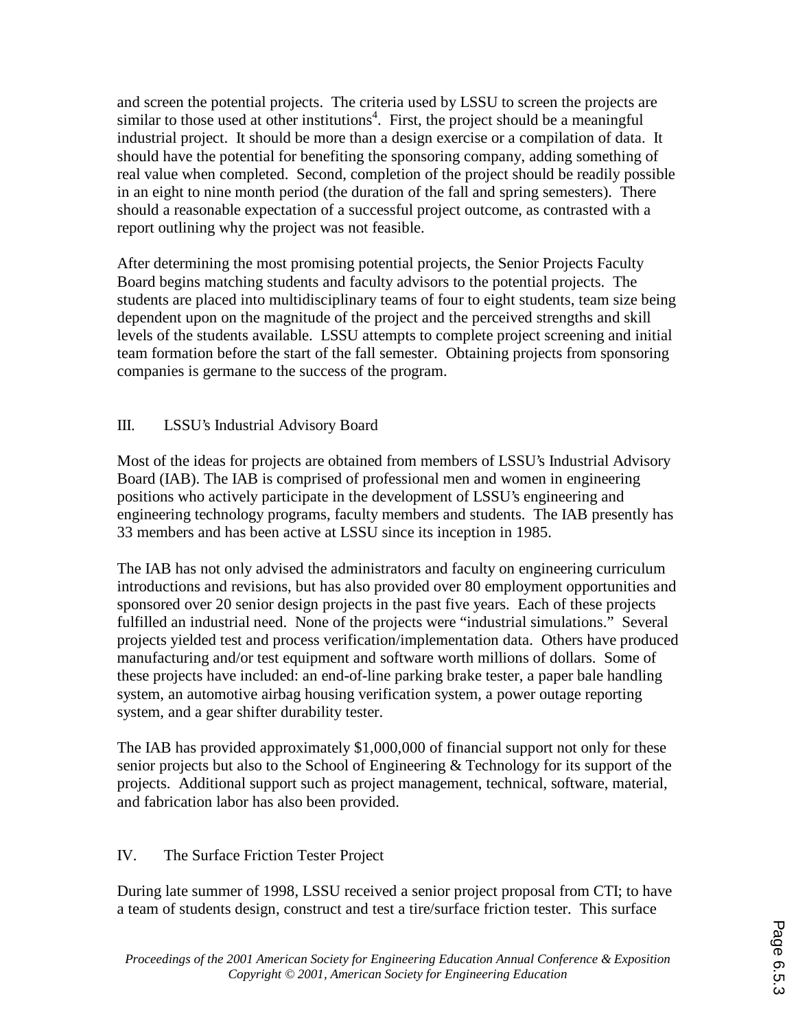and screen the potential projects. The criteria used by LSSU to screen the projects are similar to those used at other institutions[4]. First, the project should be a meaningful industrial project. It should be more than a design exercise or a compilation of data. It should have the potential for benefiting the sponsoring company, adding something of real value when completed. Second, completion of the project should be readily possible in an eight to nine month period (the duration of the fall and spring semesters). There should a reasonable expectation of a successful project outcome, as contrasted with a report outlining why the project was not feasible.

After determining the most promising potential projects, the Senior Projects Faculty Board begins matching students and faculty advisors to the potential projects. The students are placed into multidisciplinary teams of four to eight students, team size being dependent upon on the magnitude of the project and the perceived strengths and skill levels of the students available. LSSU attempts to complete project screening and initial team formation before the start of the fall semester. Obtaining projects from sponsoring companies is germane to the success of the program.

## III. LSSU's Industrial Advisory Board

Most of the ideas for projects are obtained from members of LSSU's Industrial Advisory Board (IAB). The IAB is comprised of professional men and women in engineering positions who actively participate in the development of LSSU's engineering and engineering technology programs, faculty members and students. The IAB presently has 33 members and has been active at LSSU since its inception in 1985.

The IAB has not only advised the administrators and faculty on engineering curriculum introductions and revisions, but has also provided over 80 employment opportunities and sponsored over 20 senior design projects in the past five years. Each of these projects fulfilled an industrial need. None of the projects were "industrial simulations." Several projects yielded test and process verification/implementation data. Others have produced manufacturing and/or test equipment and software worth millions of dollars. Some of these projects have included: an end-of-line parking brake tester, a paper bale handling system, an automotive airbag housing verification system, a power outage reporting system, and a gear shifter durability tester.

The IAB has provided approximately $1,000,000 of financial support not only for these senior projects but also to the School of Engineering & Technology for its support of the projects. Additional support such as project management, technical, software, material, and fabrication labor has also been provided.

## IV. The Surface Friction Tester Project

During late summer of 1998, LSSU received a senior project proposal from CTI; to have a team of students design, construct and test a tire/surface friction tester. This surface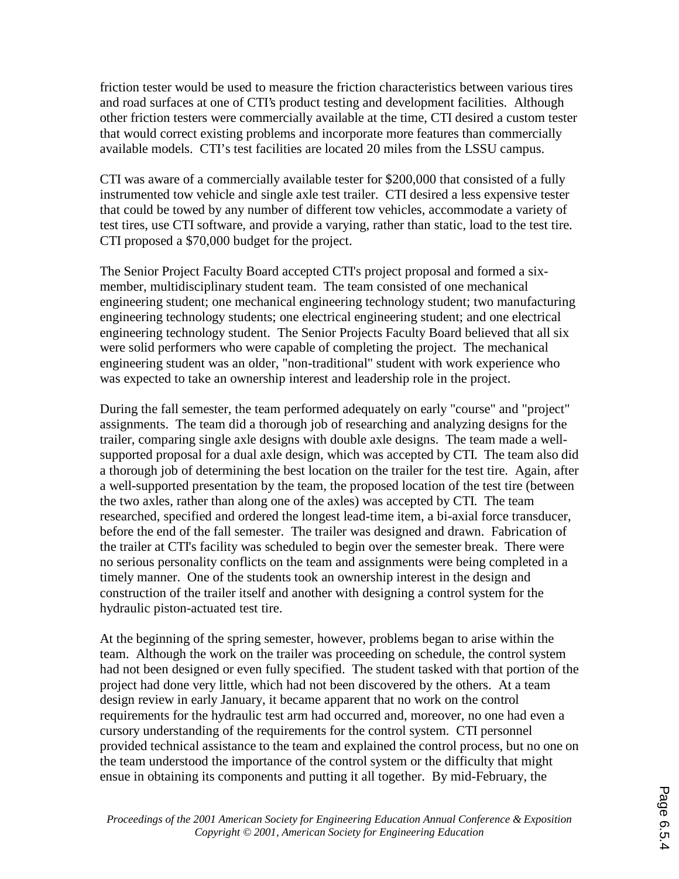friction tester would be used to measure the friction characteristics between various tires and road surfaces at one of CTI's product testing and development facilities. Although other friction testers were commercially available at the time, CTI desired a custom tester that would correct existing problems and incorporate more features than commercially available models. CTI's test facilities are located 20 miles from the LSSU campus.

CTI was aware of a commercially available tester for $200,000 that consisted of a fully instrumented tow vehicle and single axle test trailer. CTI desired a less expensive tester that could be towed by any number of different tow vehicles, accommodate a variety of test tires, use CTI software, and provide a varying, rather than static, load to the test tire. CTI proposed a $70,000 budget for the project.

The Senior Project Faculty Board accepted CTI's project proposal and formed a six-member, multidisciplinary student team. The team consisted of one mechanical engineering student; one mechanical engineering technology student; two manufacturing engineering technology students; one electrical engineering student; and one electrical engineering technology student. The Senior Projects Faculty Board believed that all six were solid performers who were capable of completing the project. The mechanical engineering student was an older, "non-traditional" student with work experience who was expected to take an ownership interest and leadership role in the project.

During the fall semester, the team performed adequately on early "course" and "project" assignments. The team did a thorough job of researching and analyzing designs for the trailer, comparing single axle designs with double axle designs. The team made a well-supported proposal for a dual axle design, which was accepted by CTI. The team also did a thorough job of determining the best location on the trailer for the test tire. Again, after a well-supported presentation by the team, the proposed location of the test tire (between the two axles, rather than along one of the axles) was accepted by CTI. The team researched, specified and ordered the longest lead-time item, a bi-axial force transducer, before the end of the fall semester. The trailer was designed and drawn. Fabrication of the trailer at CTI's facility was scheduled to begin over the semester break. There were no serious personality conflicts on the team and assignments were being completed in a timely manner. One of the students took an ownership interest in the design and construction of the trailer itself and another with designing a control system for the hydraulic piston-actuated test tire.

At the beginning of the spring semester, however, problems began to arise within the team. Although the work on the trailer was proceeding on schedule, the control system had not been designed or even fully specified. The student tasked with that portion of the project had done very little, which had not been discovered by the others. At a team design review in early January, it became apparent that no work on the control requirements for the hydraulic test arm had occurred and, moreover, no one had even a cursory understanding of the requirements for the control system. CTI personnel provided technical assistance to the team and explained the control process, but no one on the team understood the importance of the control system or the difficulty that might ensue in obtaining its components and putting it all together. By mid-February, the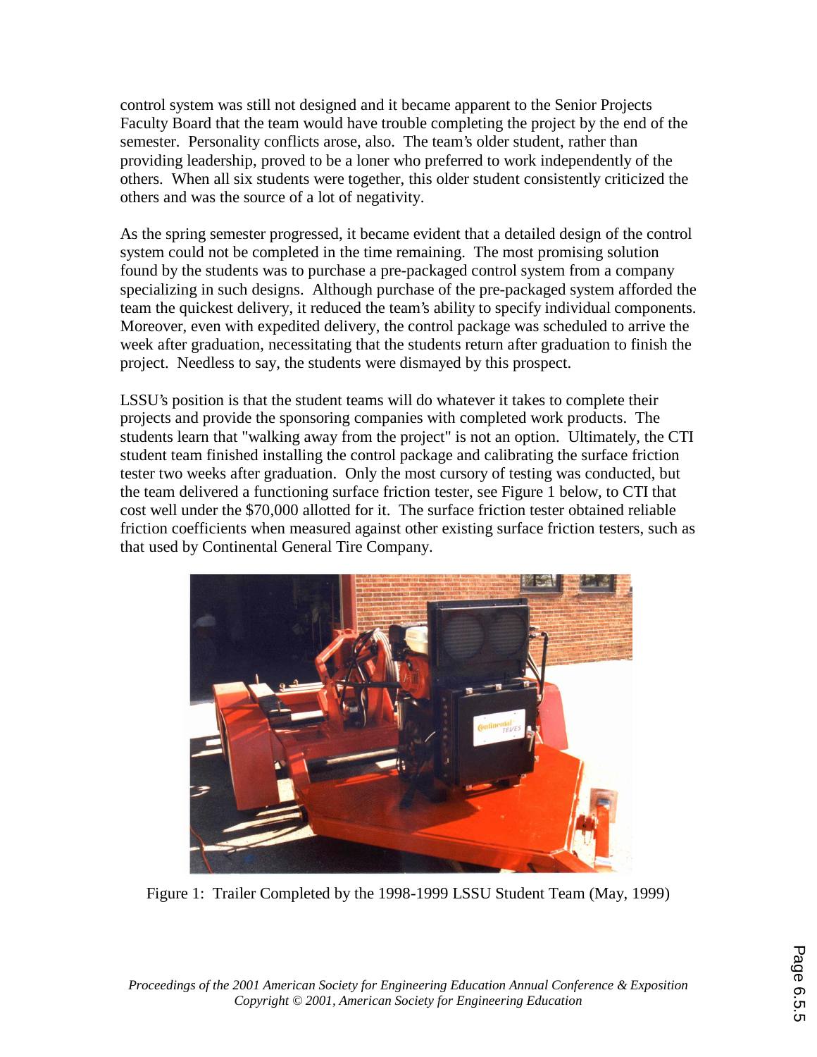control system was still not designed and it became apparent to the Senior Projects Faculty Board that the team would have trouble completing the project by the end of the semester. Personality conflicts arose, also. The team's older student, rather than providing leadership, proved to be a loner who preferred to work independently of the others. When all six students were together, this older student consistently criticized the others and was the source of a lot of negativity.

As the spring semester progressed, it became evident that a detailed design of the control system could not be completed in the time remaining. The most promising solution found by the students was to purchase a pre-packaged control system from a company specializing in such designs. Although purchase of the pre-packaged system afforded the team the quickest delivery, it reduced the team's ability to specify individual components. Moreover, even with expedited delivery, the control package was scheduled to arrive the week after graduation, necessitating that the students return after graduation to finish the project. Needless to say, the students were dismayed by this prospect.

LSSU's position is that the student teams will do whatever it takes to complete their projects and provide the sponsoring companies with completed work products. The students learn that "walking away from the project" is not an option. Ultimately, the CTI student team finished installing the control package and calibrating the surface friction tester two weeks after graduation. Only the most cursory of testing was conducted, but the team delivered a functioning surface friction tester, see Figure 1 below, to CTI that cost well under the $70,000 allotted for it. The surface friction tester obtained reliable friction coefficients when measured against other existing surface friction testers, such as that used by Continental General Tire Company.

Figure 1: Trailer Completed by the 1998-1999 LSSU Student Team (May, 1999)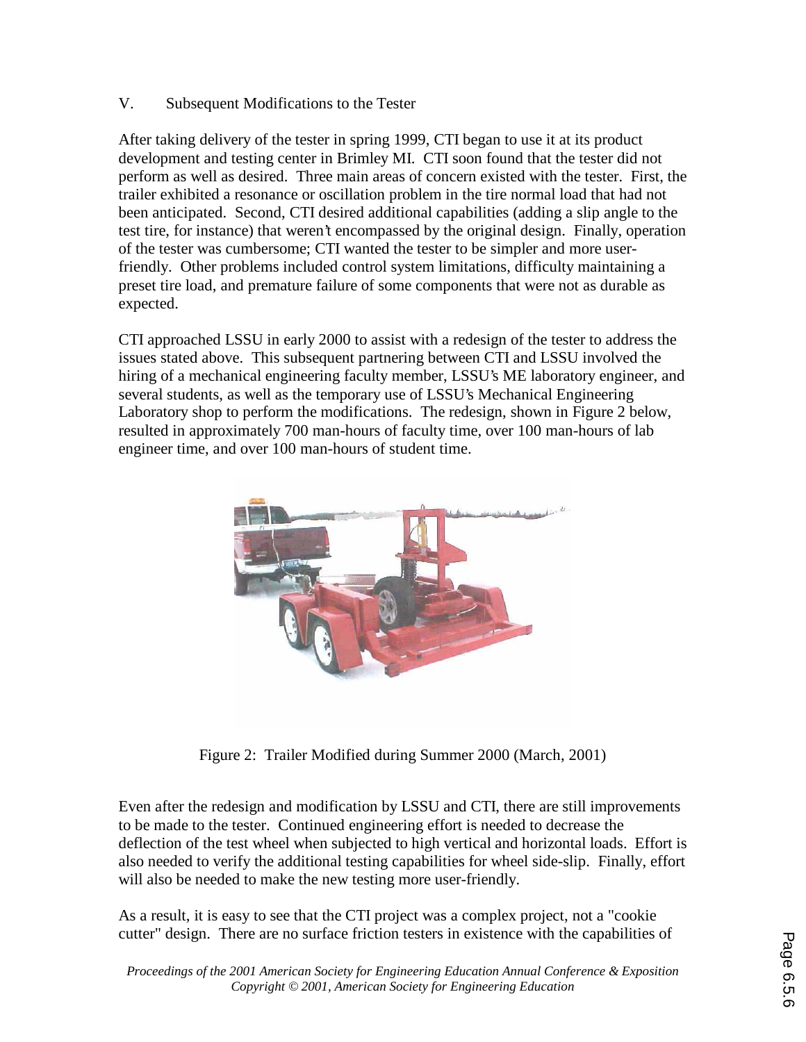## V. Subsequent Modifications to the Tester

After taking delivery of the tester in spring 1999, CTI began to use it at its product development and testing center in Brimley MI. CTI soon found that the tester did not perform as well as desired. Three main areas of concern existed with the tester. First, the trailer exhibited a resonance or oscillation problem in the tire normal load that had not been anticipated. Second, CTI desired additional capabilities (adding a slip angle to the test tire, for instance) that weren't encompassed by the original design. Finally, operation of the tester was cumbersome; CTI wanted the tester to be simpler and more user-friendly. Other problems included control system limitations, difficulty maintaining a preset tire load, and premature failure of some components that were not as durable as expected.

CTI approached LSSU in early 2000 to assist with a redesign of the tester to address the issues stated above. This subsequent partnering between CTI and LSSU involved the hiring of a mechanical engineering faculty member, LSSU's ME laboratory engineer, and several students, as well as the temporary use of LSSU's Mechanical Engineering Laboratory shop to perform the modifications. The redesign, shown in Figure 2 below, resulted in approximately 700 man-hours of faculty time, over 100 man-hours of lab engineer time, and over 100 man-hours of student time.

Figure 2: Trailer Modified during Summer 2000 (March, 2001)

Even after the redesign and modification by LSSU and CTI, there are still improvements to be made to the tester. Continued engineering effort is needed to decrease the deflection of the test wheel when subjected to high vertical and horizontal loads. Effort is also needed to verify the additional testing capabilities for wheel side-slip. Finally, effort will also be needed to make the new testing more user-friendly.

As a result, it is easy to see that the CTI project was a complex project, not a "cookie cutter" design. There are no surface friction testers in existence with the capabilities of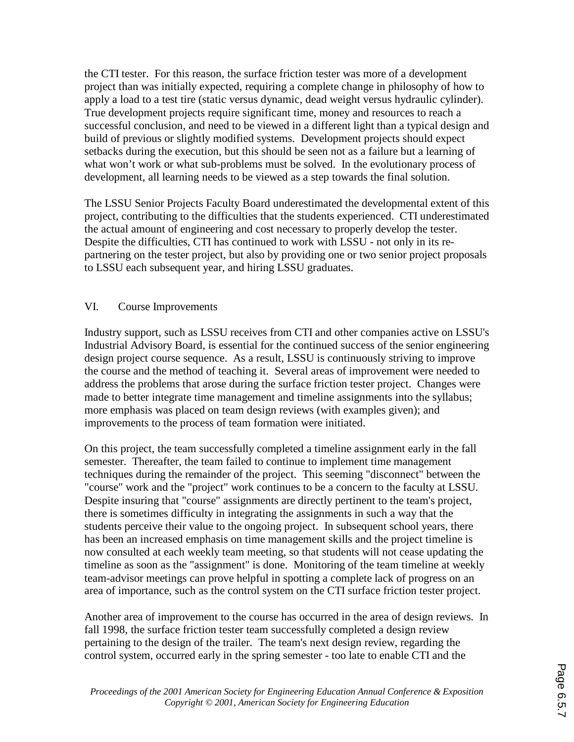the CTI tester. For this reason, the surface friction tester was more of a development project than was initially expected, requiring a complete change in philosophy of how to apply a load to a test tire (static versus dynamic, dead weight versus hydraulic cylinder). True development projects require significant time, money and resources to reach a successful conclusion, and need to be viewed in a different light than a typical design and build of previous or slightly modified systems. Development projects should expect setbacks during the execution, but this should be seen not as a failure but a learning of what won't work or what sub-problems must be solved. In the evolutionary process of development, all learning needs to be viewed as a step towards the final solution.

The LSSU Senior Projects Faculty Board underestimated the developmental extent of this project, contributing to the difficulties that the students experienced. CTI underestimated the actual amount of engineering and cost necessary to properly develop the tester. Despite the difficulties, CTI has continued to work with LSSU - not only in its re-partnering on the tester project, but also by providing one or two senior project proposals to LSSU each subsequent year, and hiring LSSU graduates.

## VI. Course Improvements

Industry support, such as LSSU receives from CTI and other companies active on LSSU's Industrial Advisory Board, is essential for the continued success of the senior engineering design project course sequence. As a result, LSSU is continuously striving to improve the course and the method of teaching it. Several areas of improvement were needed to address the problems that arose during the surface friction tester project. Changes were made to better integrate time management and timeline assignments into the syllabus; more emphasis was placed on team design reviews (with examples given); and improvements to the process of team formation were initiated.

On this project, the team successfully completed a timeline assignment early in the fall semester. Thereafter, the team failed to continue to implement time management techniques during the remainder of the project. This seeming "disconnect" between the "course" work and the "project" work continues to be a concern to the faculty at LSSU. Despite insuring that "course" assignments are directly pertinent to the team's project, there is sometimes difficulty in integrating the assignments in such a way that the students perceive their value to the ongoing project. In subsequent school years, there has been an increased emphasis on time management skills and the project timeline is now consulted at each weekly team meeting, so that students will not cease updating the timeline as soon as the "assignment" is done. Monitoring of the team timeline at weekly team-advisor meetings can prove helpful in spotting a complete lack of progress on an area of importance, such as the control system on the CTI surface friction tester project.

Another area of improvement to the course has occurred in the area of design reviews. In fall 1998, the surface friction tester team successfully completed a design review pertaining to the design of the trailer. The team's next design review, regarding the control system, occurred early in the spring semester - too late to enable CTI and the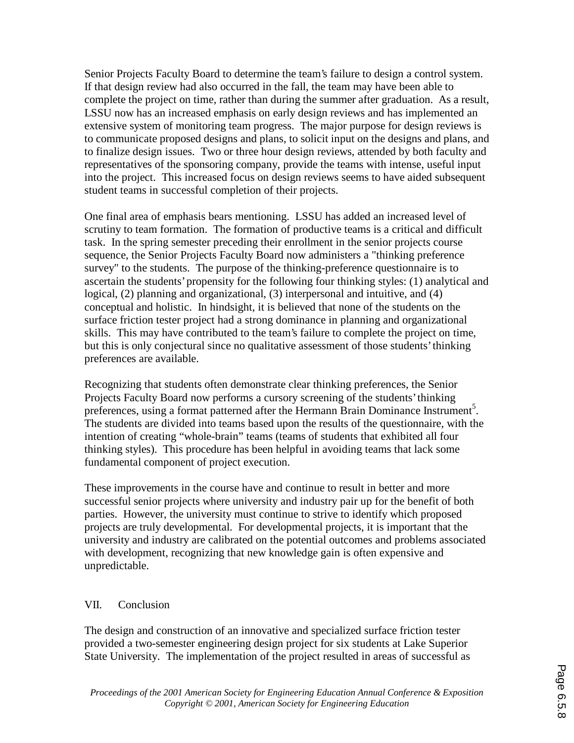Senior Projects Faculty Board to determine the team's failure to design a control system. If that design review had also occurred in the fall, the team may have been able to complete the project on time, rather than during the summer after graduation. As a result, LSSU now has an increased emphasis on early design reviews and has implemented an extensive system of monitoring team progress. The major purpose for design reviews is to communicate proposed designs and plans, to solicit input on the designs and plans, and to finalize design issues. Two or three hour design reviews, attended by both faculty and representatives of the sponsoring company, provide the teams with intense, useful input into the project. This increased focus on design reviews seems to have aided subsequent student teams in successful completion of their projects.

One final area of emphasis bears mentioning. LSSU has added an increased level of scrutiny to team formation. The formation of productive teams is a critical and difficult task. In the spring semester preceding their enrollment in the senior projects course sequence, the Senior Projects Faculty Board now administers a "thinking preference survey" to the students. The purpose of the thinking-preference questionnaire is to ascertain the students' propensity for the following four thinking styles: (1) analytical and logical, (2) planning and organizational, (3) interpersonal and intuitive, and (4) conceptual and holistic. In hindsight, it is believed that none of the students on the surface friction tester project had a strong dominance in planning and organizational skills. This may have contributed to the team's failure to complete the project on time, but this is only conjectural since no qualitative assessment of those students' thinking preferences are available.

Recognizing that students often demonstrate clear thinking preferences, the Senior Projects Faculty Board now performs a cursory screening of the students' thinking preferences, using a format patterned after the Hermann Brain Dominance Instrument[5]. The students are divided into teams based upon the results of the questionnaire, with the intention of creating "whole-brain" teams (teams of students that exhibited all four thinking styles). This procedure has been helpful in avoiding teams that lack some fundamental component of project execution.

These improvements in the course have and continue to result in better and more successful senior projects where university and industry pair up for the benefit of both parties. However, the university must continue to strive to identify which proposed projects are truly developmental. For developmental projects, it is important that the university and industry are calibrated on the potential outcomes and problems associated with development, recognizing that new knowledge gain is often expensive and unpredictable.

## VII. Conclusion

The design and construction of an innovative and specialized surface friction tester provided a two-semester engineering design project for six students at Lake Superior State University. The implementation of the project resulted in areas of successful as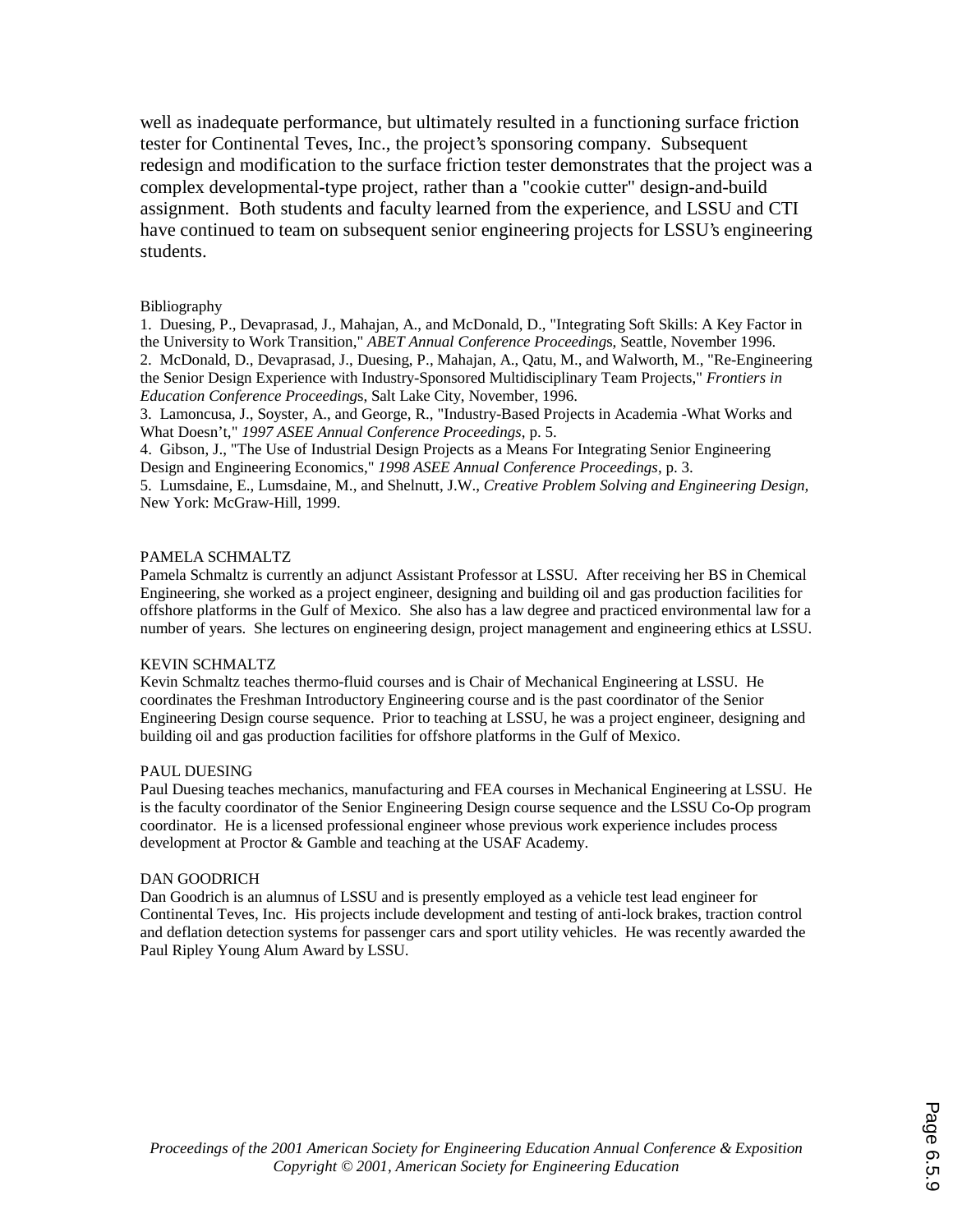well as inadequate performance, but ultimately resulted in a functioning surface friction tester for Continental Teves, Inc., the project's sponsoring company. Subsequent redesign and modification to the surface friction tester demonstrates that the project was a complex developmental-type project, rather than a "cookie cutter" design-and-build assignment. Both students and faculty learned from the experience, and LSSU and CTI have continued to team on subsequent senior engineering projects for LSSU's engineering students.

Bibliography

1. Duesing, P., Devaprasad, J., Mahajan, A., and McDonald, D., "Integrating Soft Skills: A Key Factor in the University to Work Transition," *ABET Annual Conference Proceedings*, Seattle, November 1996.
2. McDonald, D., Devaprasad, J., Duesing, P., Mahajan, A., Qatu, M., and Walworth, M., "Re-Engineering the Senior Design Experience with Industry-Sponsored Multidisciplinary Team Projects," *Frontiers in Education Conference Proceedings*, Salt Lake City, November, 1996.
3. Lamoncusa, J., Soyster, A., and George, R., "Industry-Based Projects in Academia -What Works and What Doesn't," *1997 ASEE Annual Conference Proceedings*, p. 5.
4. Gibson, J., "The Use of Industrial Design Projects as a Means For Integrating Senior Engineering Design and Engineering Economics," *1998 ASEE Annual Conference Proceedings*, p. 3.
5. Lumsdaine, E., Lumsdaine, M., and Shelnutt, J.W., *Creative Problem Solving and Engineering Design*, New York: McGraw-Hill, 1999.

PAMELA SCHMALTZ

Pamela Schmaltz is currently an adjunct Assistant Professor at LSSU. After receiving her BS in Chemical Engineering, she worked as a project engineer, designing and building oil and gas production facilities for offshore platforms in the Gulf of Mexico. She also has a law degree and practiced environmental law for a number of years. She lectures on engineering design, project management and engineering ethics at LSSU.

KEVIN SCHMALTZ

Kevin Schmaltz teaches thermo-fluid courses and is Chair of Mechanical Engineering at LSSU. He coordinates the Freshman Introductory Engineering course and is the past coordinator of the Senior Engineering Design course sequence. Prior to teaching at LSSU, he was a project engineer, designing and building oil and gas production facilities for offshore platforms in the Gulf of Mexico.

PAUL DUESING

Paul Duesing teaches mechanics, manufacturing and FEA courses in Mechanical Engineering at LSSU. He is the faculty coordinator of the Senior Engineering Design course sequence and the LSSU Co-Op program coordinator. He is a licensed professional engineer whose previous work experience includes process development at Proctor & Gamble and teaching at the USAF Academy.

DAN GOODRICH

Dan Goodrich is an alumnus of LSSU and is presently employed as a vehicle test lead engineer for Continental Teves, Inc. His projects include development and testing of anti-lock brakes, traction control and deflation detection systems for passenger cars and sport utility vehicles. He was recently awarded the Paul Ripley Young Alum Award by LSSU.